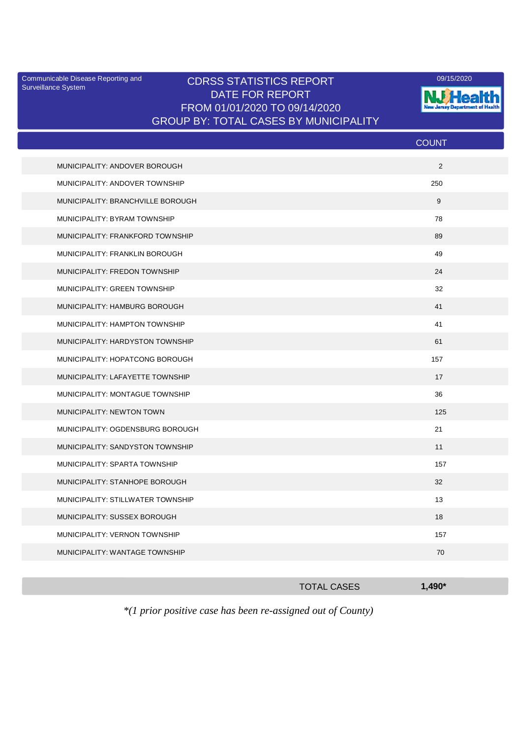Communicable Disease Reporting and Surveillance System

# CDRSS STATISTICS REPORT
## DATE FOR REPORT
## FROM 01/01/2020 TO 09/14/2020
## GROUP BY: TOTAL CASES BY MUNICIPALITY

09/15/2020

NJ Health
New Jersey Department of Health

| | COUNT |
|---|---|
| MUNICIPALITY: ANDOVER BOROUGH | 2 |
| MUNICIPALITY: ANDOVER TOWNSHIP | 250 |
| MUNICIPALITY: BRANCHVILLE BOROUGH | 9 |
| MUNICIPALITY: BYRAM TOWNSHIP | 78 |
| MUNICIPALITY: FRANKFORD TOWNSHIP | 89 |
| MUNICIPALITY: FRANKLIN BOROUGH | 49 |
| MUNICIPALITY: FREDON TOWNSHIP | 24 |
| MUNICIPALITY: GREEN TOWNSHIP | 32 |
| MUNICIPALITY: HAMBURG BOROUGH | 41 |
| MUNICIPALITY: HAMPTON TOWNSHIP | 41 |
| MUNICIPALITY: HARDYSTON TOWNSHIP | 61 |
| MUNICIPALITY: HOPATCONG BOROUGH | 157 |
| MUNICIPALITY: LAFAYETTE TOWNSHIP | 17 |
| MUNICIPALITY: MONTAGUE TOWNSHIP | 36 |
| MUNICIPALITY: NEWTON TOWN | 125 |
| MUNICIPALITY: OGDENSBURG BOROUGH | 21 |
| MUNICIPALITY: SANDYSTON TOWNSHIP | 11 |
| MUNICIPALITY: SPARTA TOWNSHIP | 157 |
| MUNICIPALITY: STANHOPE BOROUGH | 32 |
| MUNICIPALITY: STILLWATER TOWNSHIP | 13 |
| MUNICIPALITY: SUSSEX BOROUGH | 18 |
| MUNICIPALITY: VERNON TOWNSHIP | 157 |
| MUNICIPALITY: WANTAGE TOWNSHIP | 70 |
| TOTAL CASES | **1,490*** |

*\*(1 prior positive case has been re-assigned out of County)*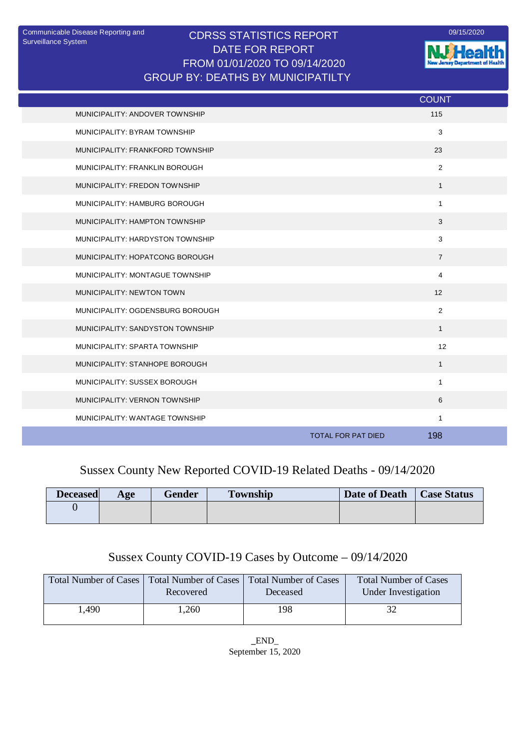Communicable Disease Reporting and Surveillance System

# CDRSS STATISTICS REPORT
## DATE FOR REPORT
## FROM 01/01/2020 TO 09/14/2020
## GROUP BY: DEATHS BY MUNICIPATILTY

09/15/2020

| | COUNT |
|---|---|
| MUNICIPALITY: ANDOVER TOWNSHIP | 115 |
| MUNICIPALITY: BYRAM TOWNSHIP | 3 |
| MUNICIPALITY: FRANKFORD TOWNSHIP | 23 |
| MUNICIPALITY: FRANKLIN BOROUGH | 2 |
| MUNICIPALITY: FREDON TOWNSHIP | 1 |
| MUNICIPALITY: HAMBURG BOROUGH | 1 |
| MUNICIPALITY: HAMPTON TOWNSHIP | 3 |
| MUNICIPALITY: HARDYSTON TOWNSHIP | 3 |
| MUNICIPALITY: HOPATCONG BOROUGH | 7 |
| MUNICIPALITY: MONTAGUE TOWNSHIP | 4 |
| MUNICIPALITY: NEWTON TOWN | 12 |
| MUNICIPALITY: OGDENSBURG BOROUGH | 2 |
| MUNICIPALITY: SANDYSTON TOWNSHIP | 1 |
| MUNICIPALITY: SPARTA TOWNSHIP | 12 |
| MUNICIPALITY: STANHOPE BOROUGH | 1 |
| MUNICIPALITY: SUSSEX BOROUGH | 1 |
| MUNICIPALITY: VERNON TOWNSHIP | 6 |
| MUNICIPALITY: WANTAGE TOWNSHIP | 1 |
| TOTAL FOR PAT DIED | 198 |

## Sussex County New Reported COVID-19 Related Deaths - 09/14/2020

| Deceased | Age | Gender | Township | Date of Death | Case Status |
|---|---|---|---|---|---|
| 0 | | | | | |

## Sussex County COVID-19 Cases by Outcome – 09/14/2020

| Total Number of Cases | Total Number of Cases Recovered | Total Number of Cases Deceased | Total Number of Cases Under Investigation |
|---|---|---|---|
| 1,490 | 1,260 | 198 | 32 |

_END_
September 15, 2020